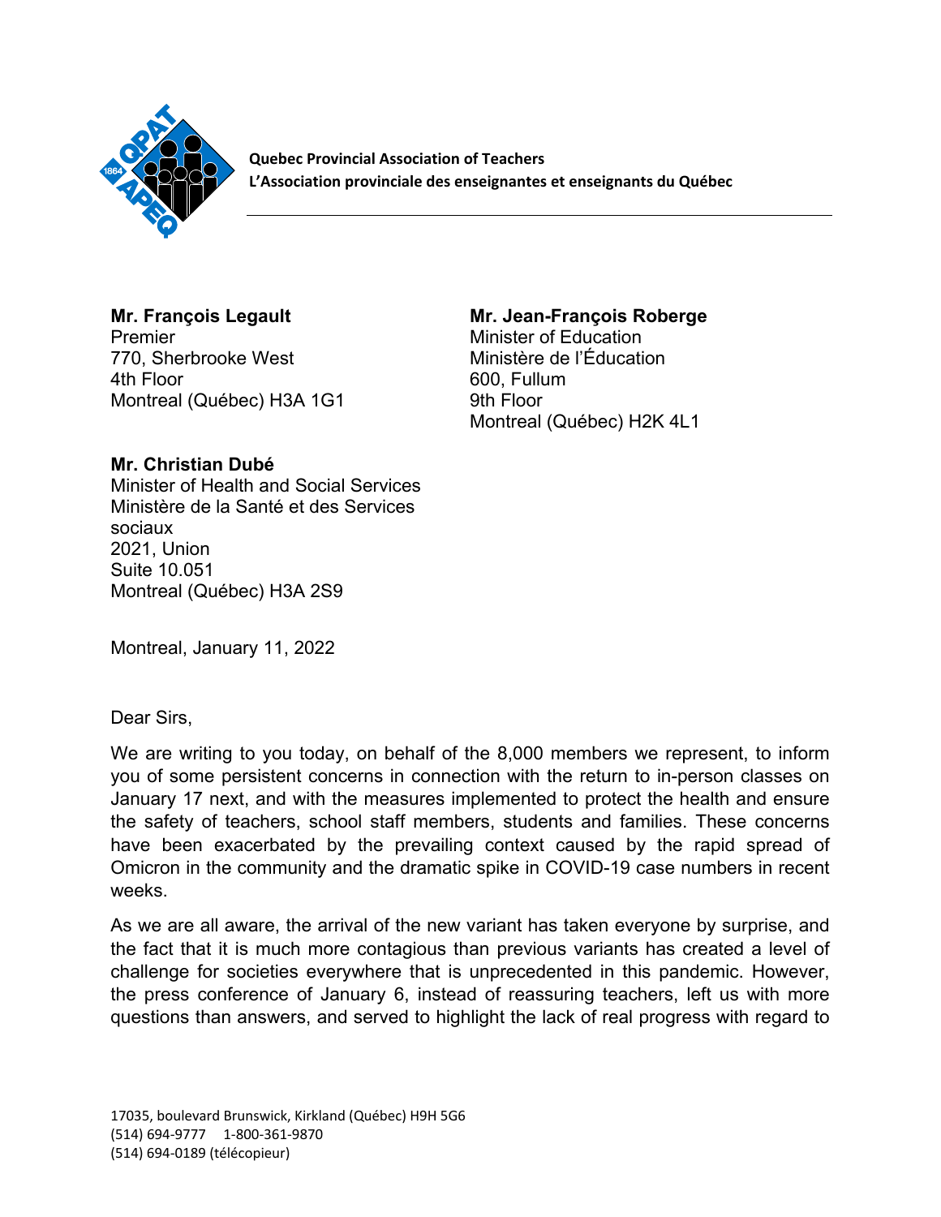**Quebec Provincial Association of Teachers**
**L'Association provinciale des enseignantes et enseignants du Québec**

---

**Mr. François Legault**
Premier
770, Sherbrooke West
4th Floor
Montreal (Québec) H3A 1G1

**Mr. Jean-François Roberge**
Minister of Education
Ministère de l'Éducation
600, Fullum
9th Floor
Montreal (Québec) H2K 4L1

**Mr. Christian Dubé**
Minister of Health and Social Services
Ministère de la Santé et des Services sociaux
2021, Union
Suite 10.051
Montreal (Québec) H3A 2S9

Montreal, January 11, 2022

Dear Sirs,

We are writing to you today, on behalf of the 8,000 members we represent, to inform you of some persistent concerns in connection with the return to in-person classes on January 17 next, and with the measures implemented to protect the health and ensure the safety of teachers, school staff members, students and families. These concerns have been exacerbated by the prevailing context caused by the rapid spread of Omicron in the community and the dramatic spike in COVID-19 case numbers in recent weeks.

As we are all aware, the arrival of the new variant has taken everyone by surprise, and the fact that it is much more contagious than previous variants has created a level of challenge for societies everywhere that is unprecedented in this pandemic. However, the press conference of January 6, instead of reassuring teachers, left us with more questions than answers, and served to highlight the lack of real progress with regard to

17035, boulevard Brunswick, Kirkland (Québec) H9H 5G6
(514) 694-9777 1-800-361-9870
(514) 694-0189 (télécopieur)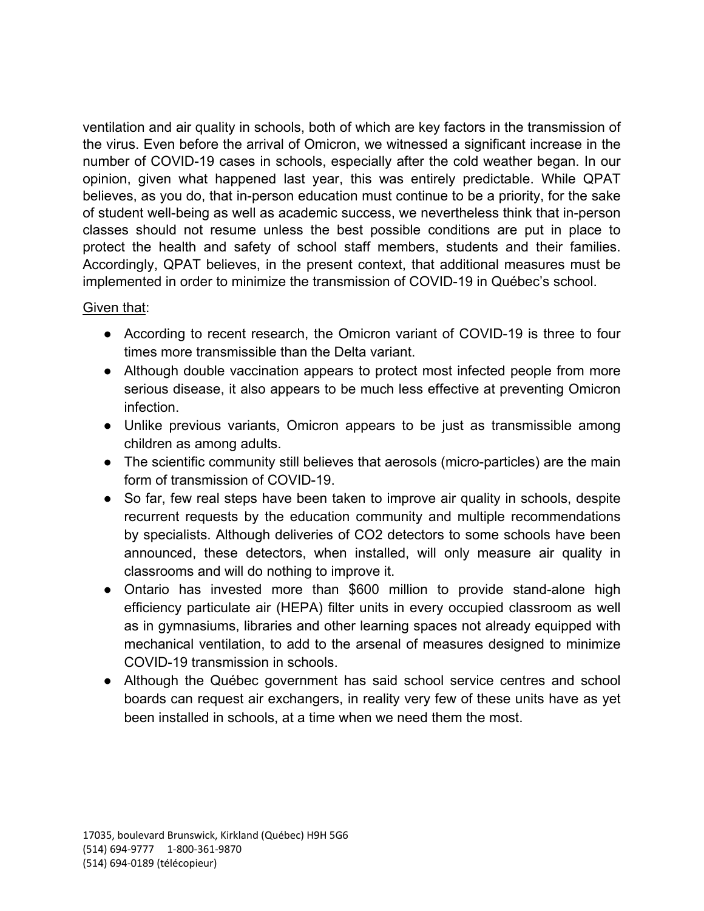ventilation and air quality in schools, both of which are key factors in the transmission of the virus. Even before the arrival of Omicron, we witnessed a significant increase in the number of COVID-19 cases in schools, especially after the cold weather began. In our opinion, given what happened last year, this was entirely predictable. While QPAT believes, as you do, that in-person education must continue to be a priority, for the sake of student well-being as well as academic success, we nevertheless think that in-person classes should not resume unless the best possible conditions are put in place to protect the health and safety of school staff members, students and their families. Accordingly, QPAT believes, in the present context, that additional measures must be implemented in order to minimize the transmission of COVID-19 in Québec's school.

Given that:

- According to recent research, the Omicron variant of COVID-19 is three to four times more transmissible than the Delta variant.
- Although double vaccination appears to protect most infected people from more serious disease, it also appears to be much less effective at preventing Omicron infection.
- Unlike previous variants, Omicron appears to be just as transmissible among children as among adults.
- The scientific community still believes that aerosols (micro-particles) are the main form of transmission of COVID-19.
- So far, few real steps have been taken to improve air quality in schools, despite recurrent requests by the education community and multiple recommendations by specialists. Although deliveries of $CO_2$ detectors to some schools have been announced, these detectors, when installed, will only measure air quality in classrooms and will do nothing to improve it.
- Ontario has invested more than $600 million to provide stand-alone high efficiency particulate air (HEPA) filter units in every occupied classroom as well as in gymnasiums, libraries and other learning spaces not already equipped with mechanical ventilation, to add to the arsenal of measures designed to minimize COVID-19 transmission in schools.
- Although the Québec government has said school service centres and school boards can request air exchangers, in reality very few of these units have as yet been installed in schools, at a time when we need them the most.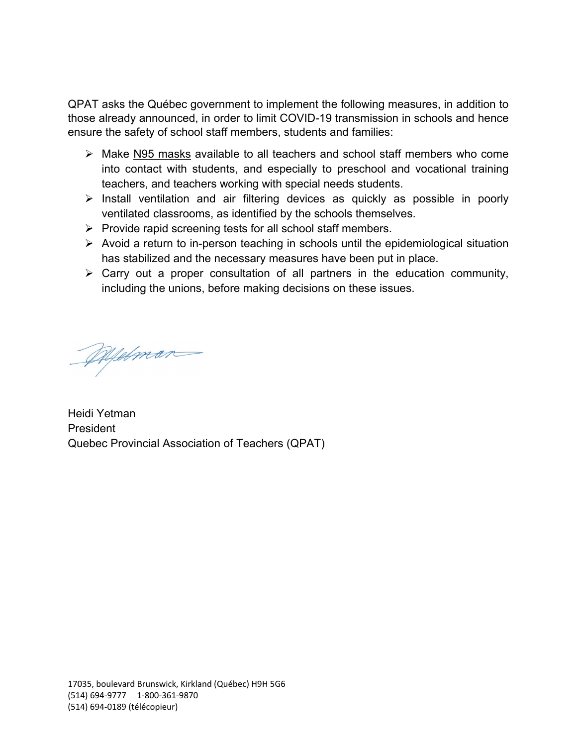QPAT asks the Québec government to implement the following measures, in addition to those already announced, in order to limit COVID-19 transmission in schools and hence ensure the safety of school staff members, students and families:

- Make N95 masks available to all teachers and school staff members who come into contact with students, and especially to preschool and vocational training teachers, and teachers working with special needs students.
- Install ventilation and air filtering devices as quickly as possible in poorly ventilated classrooms, as identified by the schools themselves.
- Provide rapid screening tests for all school staff members.
- Avoid a return to in-person teaching in schools until the epidemiological situation has stabilized and the necessary measures have been put in place.
- Carry out a proper consultation of all partners in the education community, including the unions, before making decisions on these issues.

Heidi Yetman
President
Quebec Provincial Association of Teachers (QPAT)

17035, boulevard Brunswick, Kirkland (Québec) H9H 5G6
(514) 694-9777 1-800-361-9870
(514) 694-0189 (télécopieur)